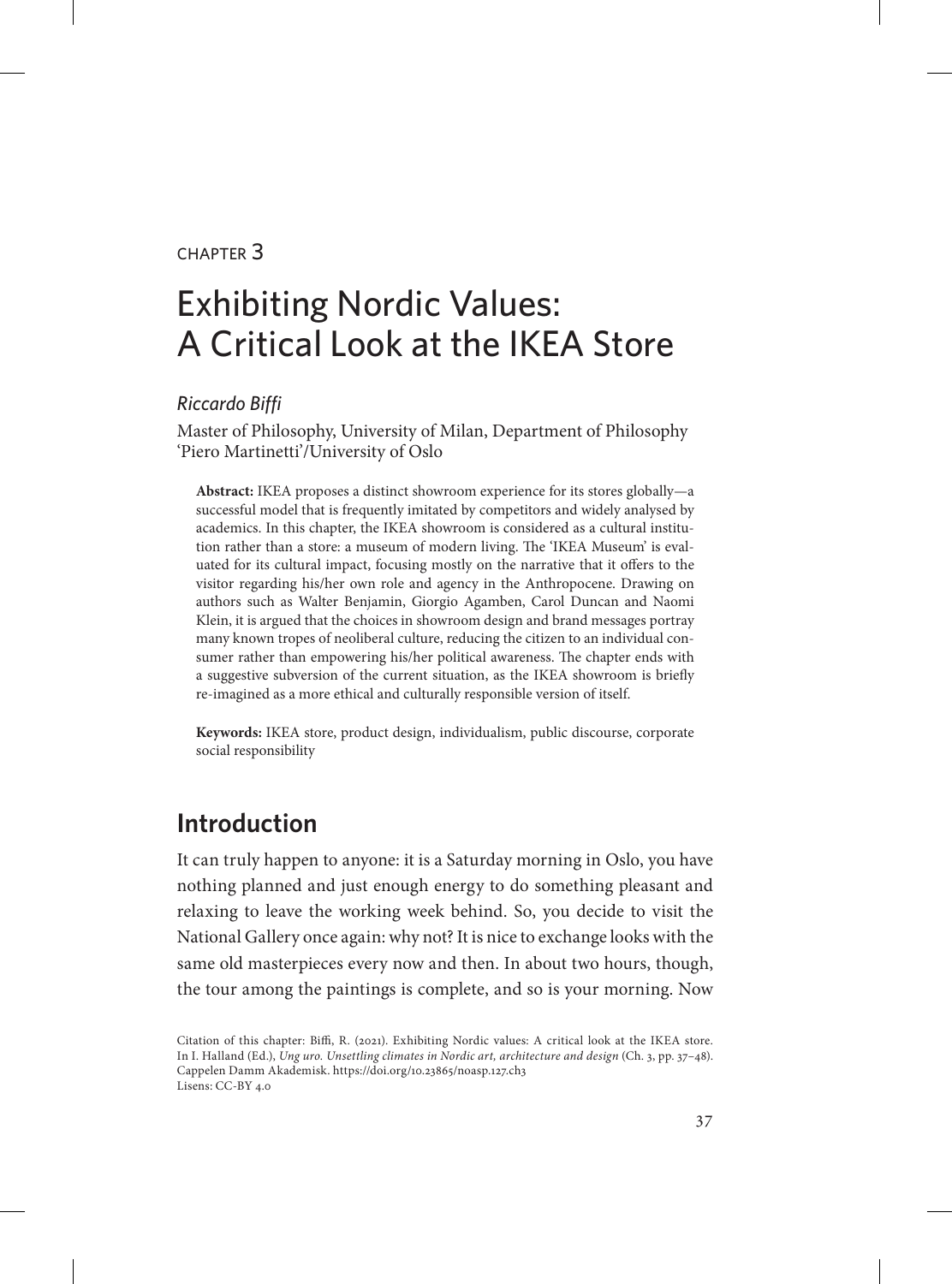CHAPTER 3

# Exhibiting Nordic Values: A Critical Look at the IKEA Store

*Riccardo Biffi*

Master of Philosophy, University of Milan, Department of Philosophy 'Piero Martinetti'/University of Oslo

**Abstract:** IKEA proposes a distinct showroom experience for its stores globally—a successful model that is frequently imitated by competitors and widely analysed by academics. In this chapter, the IKEA showroom is considered as a cultural institution rather than a store: a museum of modern living. The 'IKEA Museum' is evaluated for its cultural impact, focusing mostly on the narrative that it offers to the visitor regarding his/her own role and agency in the Anthropocene. Drawing on authors such as Walter Benjamin, Giorgio Agamben, Carol Duncan and Naomi Klein, it is argued that the choices in showroom design and brand messages portray many known tropes of neoliberal culture, reducing the citizen to an individual consumer rather than empowering his/her political awareness. The chapter ends with a suggestive subversion of the current situation, as the IKEA showroom is briefly re-imagined as a more ethical and culturally responsible version of itself.

**Keywords:** IKEA store, product design, individualism, public discourse, corporate social responsibility

## Introduction

It can truly happen to anyone: it is a Saturday morning in Oslo, you have nothing planned and just enough energy to do something pleasant and relaxing to leave the working week behind. So, you decide to visit the National Gallery once again: why not? It is nice to exchange looks with the same old masterpieces every now and then. In about two hours, though, the tour among the paintings is complete, and so is your morning. Now

Citation of this chapter: Biffi, R. (2021). Exhibiting Nordic values: A critical look at the IKEA store. In I. Halland (Ed.), *Ung uro. Unsettling climates in Nordic art, architecture and design* (Ch. 3, pp. 37–48). Cappelen Damm Akademisk. https://doi.org/10.23865/noasp.127.ch3
Lisens: CC-BY 4.0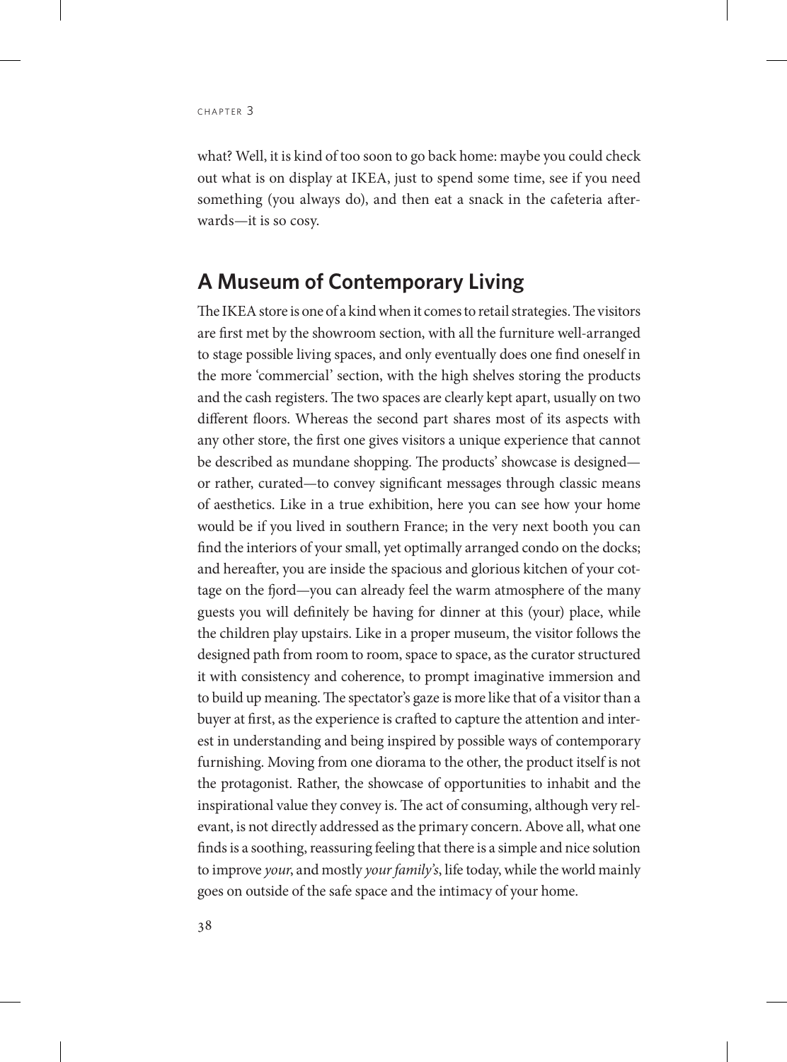what? Well, it is kind of too soon to go back home: maybe you could check out what is on display at IKEA, just to spend some time, see if you need something (you always do), and then eat a snack in the cafeteria afterwards—it is so cosy.

## A Museum of Contemporary Living

The IKEA store is one of a kind when it comes to retail strategies. The visitors are first met by the showroom section, with all the furniture well-arranged to stage possible living spaces, and only eventually does one find oneself in the more 'commercial' section, with the high shelves storing the products and the cash registers. The two spaces are clearly kept apart, usually on two different floors. Whereas the second part shares most of its aspects with any other store, the first one gives visitors a unique experience that cannot be described as mundane shopping. The products' showcase is designed—or rather, curated—to convey significant messages through classic means of aesthetics. Like in a true exhibition, here you can see how your home would be if you lived in southern France; in the very next booth you can find the interiors of your small, yet optimally arranged condo on the docks; and hereafter, you are inside the spacious and glorious kitchen of your cottage on the fjord—you can already feel the warm atmosphere of the many guests you will definitely be having for dinner at this (your) place, while the children play upstairs. Like in a proper museum, the visitor follows the designed path from room to room, space to space, as the curator structured it with consistency and coherence, to prompt imaginative immersion and to build up meaning. The spectator's gaze is more like that of a visitor than a buyer at first, as the experience is crafted to capture the attention and interest in understanding and being inspired by possible ways of contemporary furnishing. Moving from one diorama to the other, the product itself is not the protagonist. Rather, the showcase of opportunities to inhabit and the inspirational value they convey is. The act of consuming, although very relevant, is not directly addressed as the primary concern. Above all, what one finds is a soothing, reassuring feeling that there is a simple and nice solution to improve *your*, and mostly *your family's*, life today, while the world mainly goes on outside of the safe space and the intimacy of your home.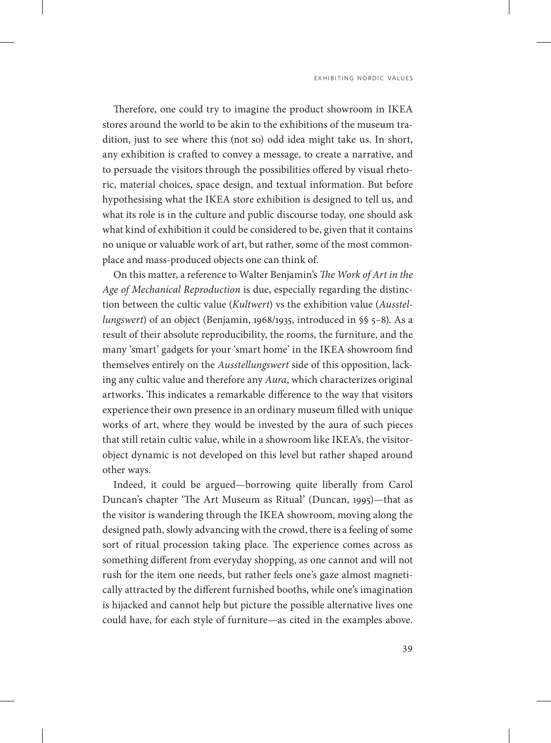Therefore, one could try to imagine the product showroom in IKEA stores around the world to be akin to the exhibitions of the museum tradition, just to see where this (not so) odd idea might take us. In short, any exhibition is crafted to convey a message, to create a narrative, and to persuade the visitors through the possibilities offered by visual rhetoric, material choices, space design, and textual information. But before hypothesising what the IKEA store exhibition is designed to tell us, and what its role is in the culture and public discourse today, one should ask what kind of exhibition it could be considered to be, given that it contains no unique or valuable work of art, but rather, some of the most commonplace and mass-produced objects one can think of.

On this matter, a reference to Walter Benjamin's *The Work of Art in the Age of Mechanical Reproduction* is due, especially regarding the distinction between the cultic value (*Kultwert*) vs the exhibition value (*Ausstellungswert*) of an object (Benjamin, 1968/1935, introduced in §§ 5–8). As a result of their absolute reproducibility, the rooms, the furniture, and the many 'smart' gadgets for your 'smart home' in the IKEA showroom find themselves entirely on the *Ausstellungswert* side of this opposition, lacking any cultic value and therefore any *Aura*, which characterizes original artworks. This indicates a remarkable difference to the way that visitors experience their own presence in an ordinary museum filled with unique works of art, where they would be invested by the aura of such pieces that still retain cultic value, while in a showroom like IKEA's, the visitor-object dynamic is not developed on this level but rather shaped around other ways.

Indeed, it could be argued—borrowing quite liberally from Carol Duncan's chapter 'The Art Museum as Ritual' (Duncan, 1995)—that as the visitor is wandering through the IKEA showroom, moving along the designed path, slowly advancing with the crowd, there is a feeling of some sort of ritual procession taking place. The experience comes across as something different from everyday shopping, as one cannot and will not rush for the item one needs, but rather feels one's gaze almost magnetically attracted by the different furnished booths, while one's imagination is hijacked and cannot help but picture the possible alternative lives one could have, for each style of furniture—as cited in the examples above.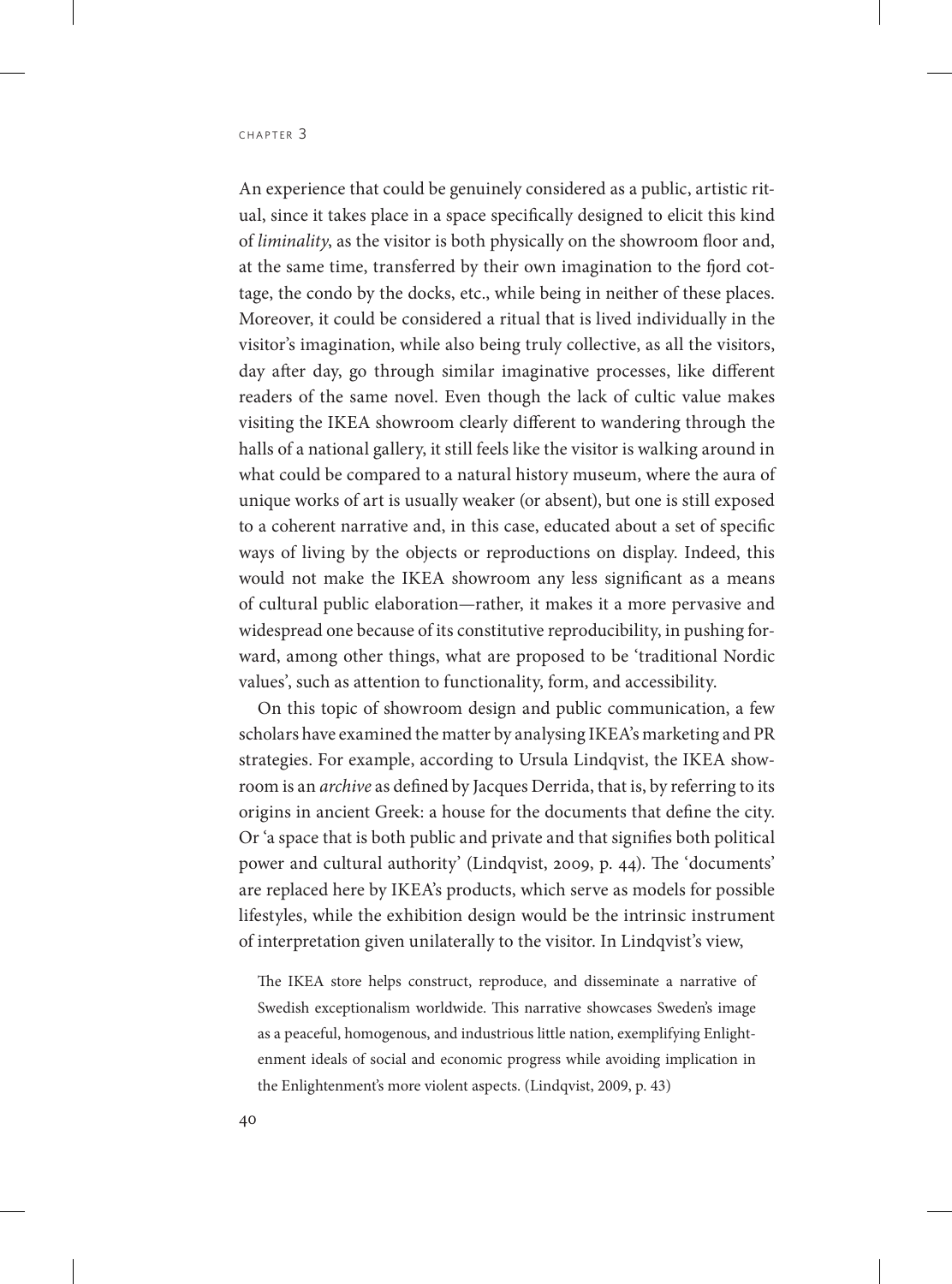An experience that could be genuinely considered as a public, artistic ritual, since it takes place in a space specifically designed to elicit this kind of *liminality*, as the visitor is both physically on the showroom floor and, at the same time, transferred by their own imagination to the fjord cottage, the condo by the docks, etc., while being in neither of these places. Moreover, it could be considered a ritual that is lived individually in the visitor's imagination, while also being truly collective, as all the visitors, day after day, go through similar imaginative processes, like different readers of the same novel. Even though the lack of cultic value makes visiting the IKEA showroom clearly different to wandering through the halls of a national gallery, it still feels like the visitor is walking around in what could be compared to a natural history museum, where the aura of unique works of art is usually weaker (or absent), but one is still exposed to a coherent narrative and, in this case, educated about a set of specific ways of living by the objects or reproductions on display. Indeed, this would not make the IKEA showroom any less significant as a means of cultural public elaboration—rather, it makes it a more pervasive and widespread one because of its constitutive reproducibility, in pushing forward, among other things, what are proposed to be 'traditional Nordic values', such as attention to functionality, form, and accessibility.

On this topic of showroom design and public communication, a few scholars have examined the matter by analysing IKEA's marketing and PR strategies. For example, according to Ursula Lindqvist, the IKEA showroom is an *archive* as defined by Jacques Derrida, that is, by referring to its origins in ancient Greek: a house for the documents that define the city. Or 'a space that is both public and private and that signifies both political power and cultural authority' (Lindqvist, 2009, p. 44). The 'documents' are replaced here by IKEA's products, which serve as models for possible lifestyles, while the exhibition design would be the intrinsic instrument of interpretation given unilaterally to the visitor. In Lindqvist's view,

> The IKEA store helps construct, reproduce, and disseminate a narrative of Swedish exceptionalism worldwide. This narrative showcases Sweden's image as a peaceful, homogenous, and industrious little nation, exemplifying Enlightenment ideals of social and economic progress while avoiding implication in the Enlightenment's more violent aspects. (Lindqvist, 2009, p. 43)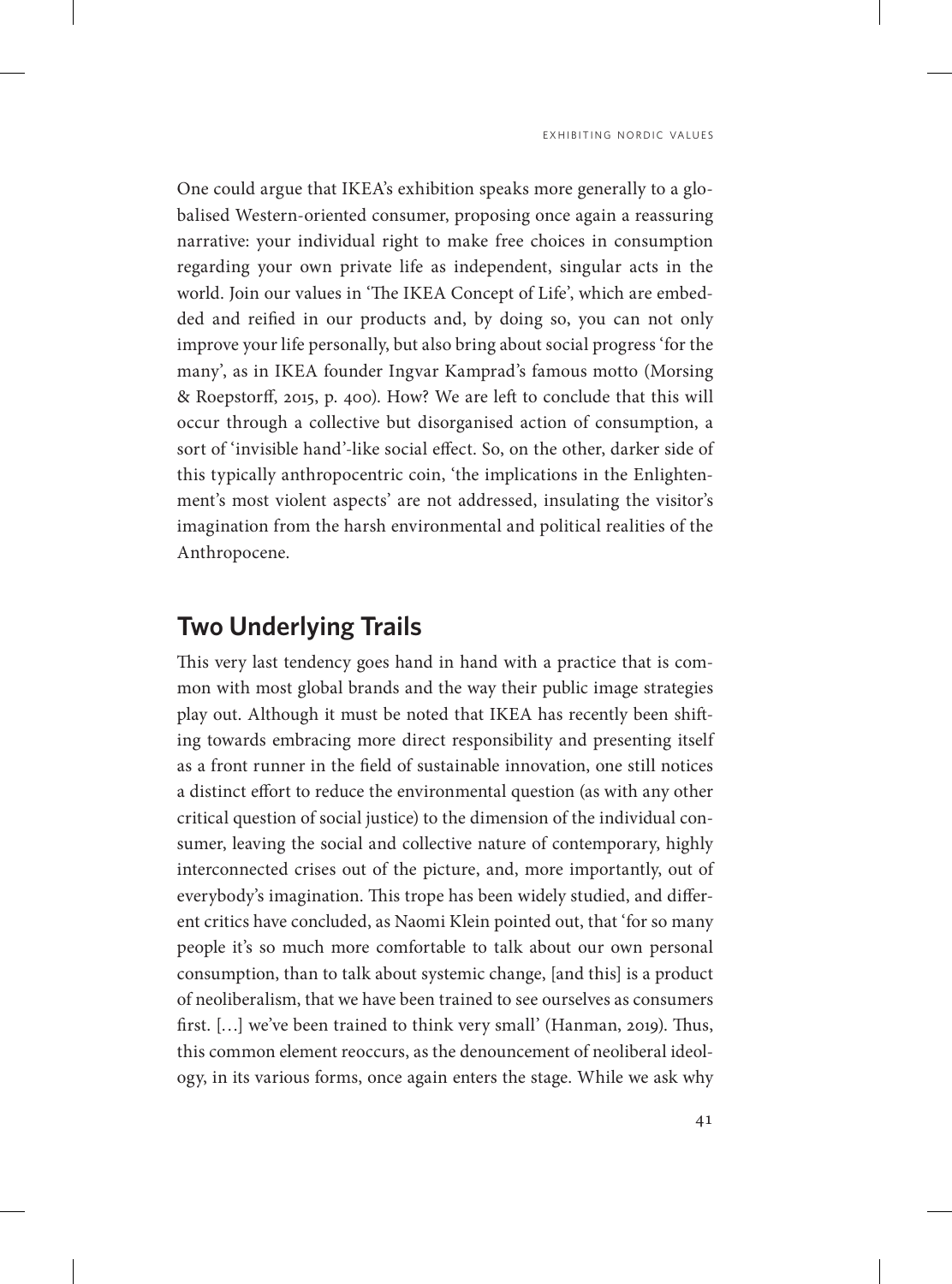One could argue that IKEA's exhibition speaks more generally to a globalised Western-oriented consumer, proposing once again a reassuring narrative: your individual right to make free choices in consumption regarding your own private life as independent, singular acts in the world. Join our values in 'The IKEA Concept of Life', which are embedded and reified in our products and, by doing so, you can not only improve your life personally, but also bring about social progress 'for the many', as in IKEA founder Ingvar Kamprad's famous motto (Morsing & Roepstorff, 2015, p. 400). How? We are left to conclude that this will occur through a collective but disorganised action of consumption, a sort of 'invisible hand'-like social effect. So, on the other, darker side of this typically anthropocentric coin, 'the implications in the Enlightenment's most violent aspects' are not addressed, insulating the visitor's imagination from the harsh environmental and political realities of the Anthropocene.

## Two Underlying Trails

This very last tendency goes hand in hand with a practice that is common with most global brands and the way their public image strategies play out. Although it must be noted that IKEA has recently been shifting towards embracing more direct responsibility and presenting itself as a front runner in the field of sustainable innovation, one still notices a distinct effort to reduce the environmental question (as with any other critical question of social justice) to the dimension of the individual consumer, leaving the social and collective nature of contemporary, highly interconnected crises out of the picture, and, more importantly, out of everybody's imagination. This trope has been widely studied, and different critics have concluded, as Naomi Klein pointed out, that 'for so many people it's so much more comfortable to talk about our own personal consumption, than to talk about systemic change, [and this] is a product of neoliberalism, that we have been trained to see ourselves as consumers first. […] we've been trained to think very small' (Hanman, 2019). Thus, this common element reoccurs, as the denouncement of neoliberal ideology, in its various forms, once again enters the stage. While we ask why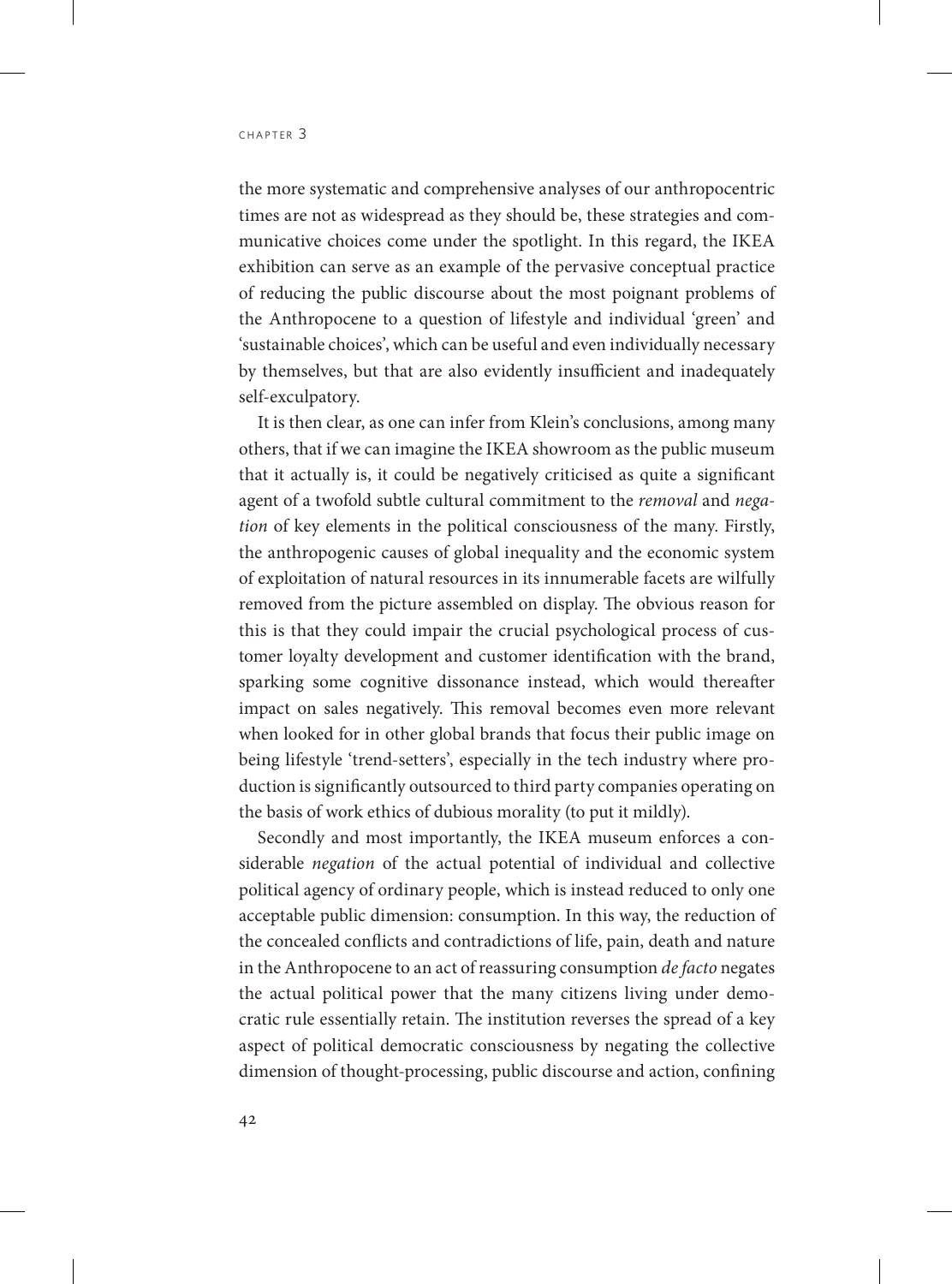the more systematic and comprehensive analyses of our anthropocentric times are not as widespread as they should be, these strategies and communicative choices come under the spotlight. In this regard, the IKEA exhibition can serve as an example of the pervasive conceptual practice of reducing the public discourse about the most poignant problems of the Anthropocene to a question of lifestyle and individual 'green' and 'sustainable choices', which can be useful and even individually necessary by themselves, but that are also evidently insufficient and inadequately self-exculpatory.

It is then clear, as one can infer from Klein's conclusions, among many others, that if we can imagine the IKEA showroom as the public museum that it actually is, it could be negatively criticised as quite a significant agent of a twofold subtle cultural commitment to the *removal* and *negation* of key elements in the political consciousness of the many. Firstly, the anthropogenic causes of global inequality and the economic system of exploitation of natural resources in its innumerable facets are wilfully removed from the picture assembled on display. The obvious reason for this is that they could impair the crucial psychological process of customer loyalty development and customer identification with the brand, sparking some cognitive dissonance instead, which would thereafter impact on sales negatively. This removal becomes even more relevant when looked for in other global brands that focus their public image on being lifestyle 'trend-setters', especially in the tech industry where production is significantly outsourced to third party companies operating on the basis of work ethics of dubious morality (to put it mildly).

Secondly and most importantly, the IKEA museum enforces a considerable *negation* of the actual potential of individual and collective political agency of ordinary people, which is instead reduced to only one acceptable public dimension: consumption. In this way, the reduction of the concealed conflicts and contradictions of life, pain, death and nature in the Anthropocene to an act of reassuring consumption *de facto* negates the actual political power that the many citizens living under democratic rule essentially retain. The institution reverses the spread of a key aspect of political democratic consciousness by negating the collective dimension of thought-processing, public discourse and action, confining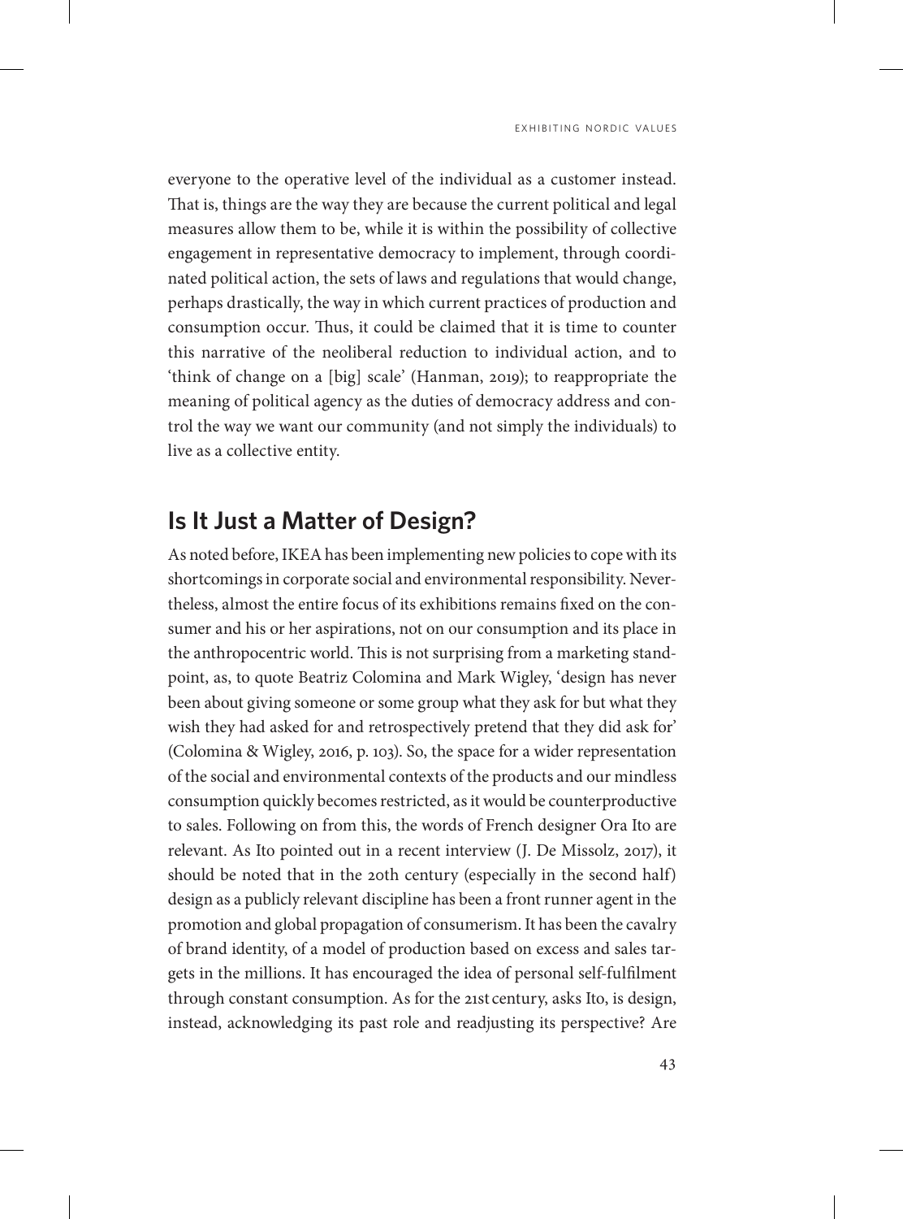everyone to the operative level of the individual as a customer instead. That is, things are the way they are because the current political and legal measures allow them to be, while it is within the possibility of collective engagement in representative democracy to implement, through coordinated political action, the sets of laws and regulations that would change, perhaps drastically, the way in which current practices of production and consumption occur. Thus, it could be claimed that it is time to counter this narrative of the neoliberal reduction to individual action, and to 'think of change on a [big] scale' (Hanman, 2019); to reappropriate the meaning of political agency as the duties of democracy address and control the way we want our community (and not simply the individuals) to live as a collective entity.

## Is It Just a Matter of Design?

As noted before, IKEA has been implementing new policies to cope with its shortcomings in corporate social and environmental responsibility. Nevertheless, almost the entire focus of its exhibitions remains fixed on the consumer and his or her aspirations, not on our consumption and its place in the anthropocentric world. This is not surprising from a marketing standpoint, as, to quote Beatriz Colomina and Mark Wigley, 'design has never been about giving someone or some group what they ask for but what they wish they had asked for and retrospectively pretend that they did ask for' (Colomina & Wigley, 2016, p. 103). So, the space for a wider representation of the social and environmental contexts of the products and our mindless consumption quickly becomes restricted, as it would be counterproductive to sales. Following on from this, the words of French designer Ora Ito are relevant. As Ito pointed out in a recent interview (J. De Missolz, 2017), it should be noted that in the 20th century (especially in the second half) design as a publicly relevant discipline has been a front runner agent in the promotion and global propagation of consumerism. It has been the cavalry of brand identity, of a model of production based on excess and sales targets in the millions. It has encouraged the idea of personal self-fulfilment through constant consumption. As for the 21st century, asks Ito, is design, instead, acknowledging its past role and readjusting its perspective? Are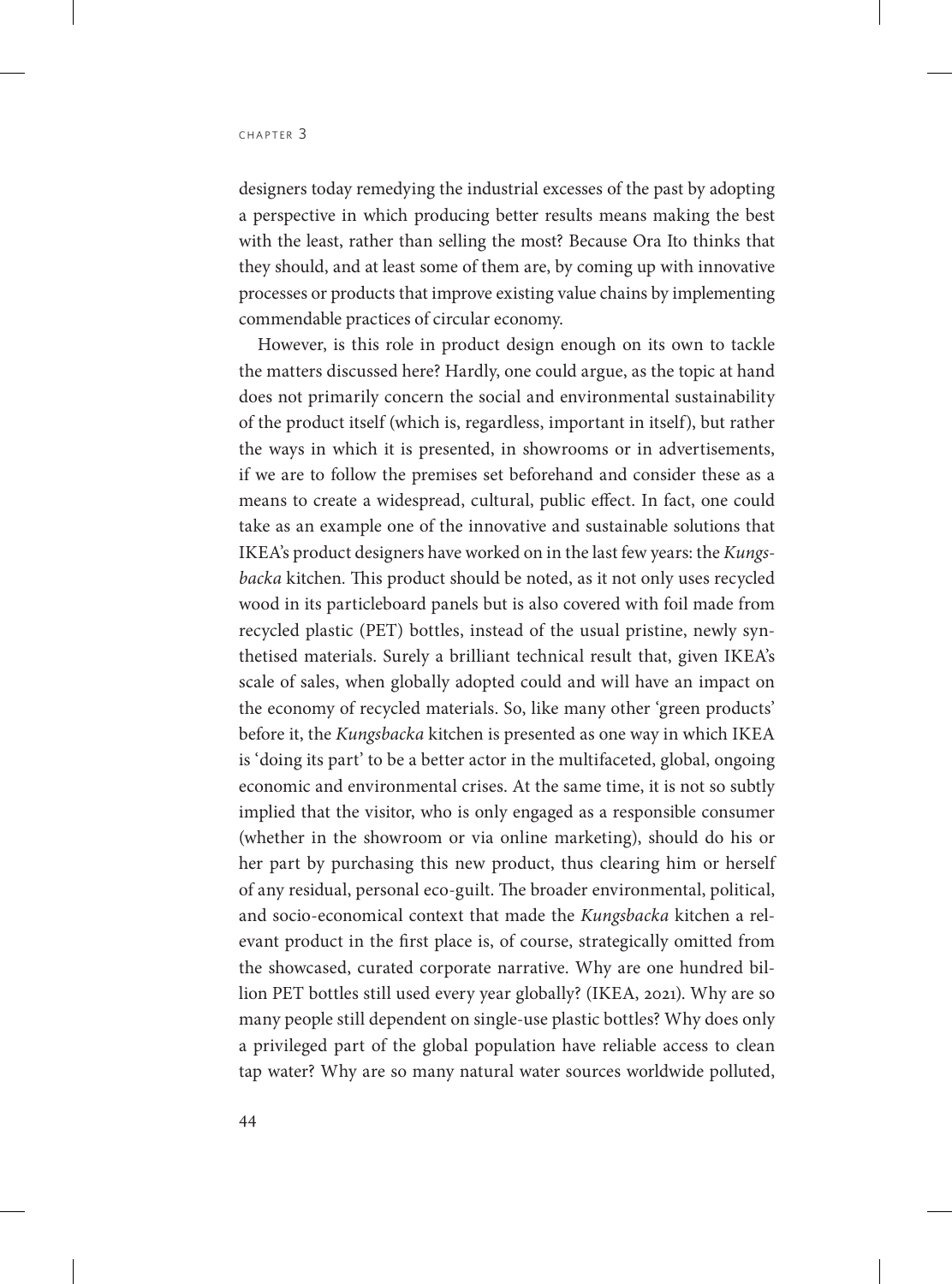designers today remedying the industrial excesses of the past by adopting a perspective in which producing better results means making the best with the least, rather than selling the most? Because Ora Ito thinks that they should, and at least some of them are, by coming up with innovative processes or products that improve existing value chains by implementing commendable practices of circular economy.

However, is this role in product design enough on its own to tackle the matters discussed here? Hardly, one could argue, as the topic at hand does not primarily concern the social and environmental sustainability of the product itself (which is, regardless, important in itself), but rather the ways in which it is presented, in showrooms or in advertisements, if we are to follow the premises set beforehand and consider these as a means to create a widespread, cultural, public effect. In fact, one could take as an example one of the innovative and sustainable solutions that IKEA's product designers have worked on in the last few years: the *Kungsbacka* kitchen. This product should be noted, as it not only uses recycled wood in its particleboard panels but is also covered with foil made from recycled plastic (PET) bottles, instead of the usual pristine, newly synthetised materials. Surely a brilliant technical result that, given IKEA's scale of sales, when globally adopted could and will have an impact on the economy of recycled materials. So, like many other 'green products' before it, the *Kungsbacka* kitchen is presented as one way in which IKEA is 'doing its part' to be a better actor in the multifaceted, global, ongoing economic and environmental crises. At the same time, it is not so subtly implied that the visitor, who is only engaged as a responsible consumer (whether in the showroom or via online marketing), should do his or her part by purchasing this new product, thus clearing him or herself of any residual, personal eco-guilt. The broader environmental, political, and socio-economical context that made the *Kungsbacka* kitchen a relevant product in the first place is, of course, strategically omitted from the showcased, curated corporate narrative. Why are one hundred billion PET bottles still used every year globally? (IKEA, 2021). Why are so many people still dependent on single-use plastic bottles? Why does only a privileged part of the global population have reliable access to clean tap water? Why are so many natural water sources worldwide polluted,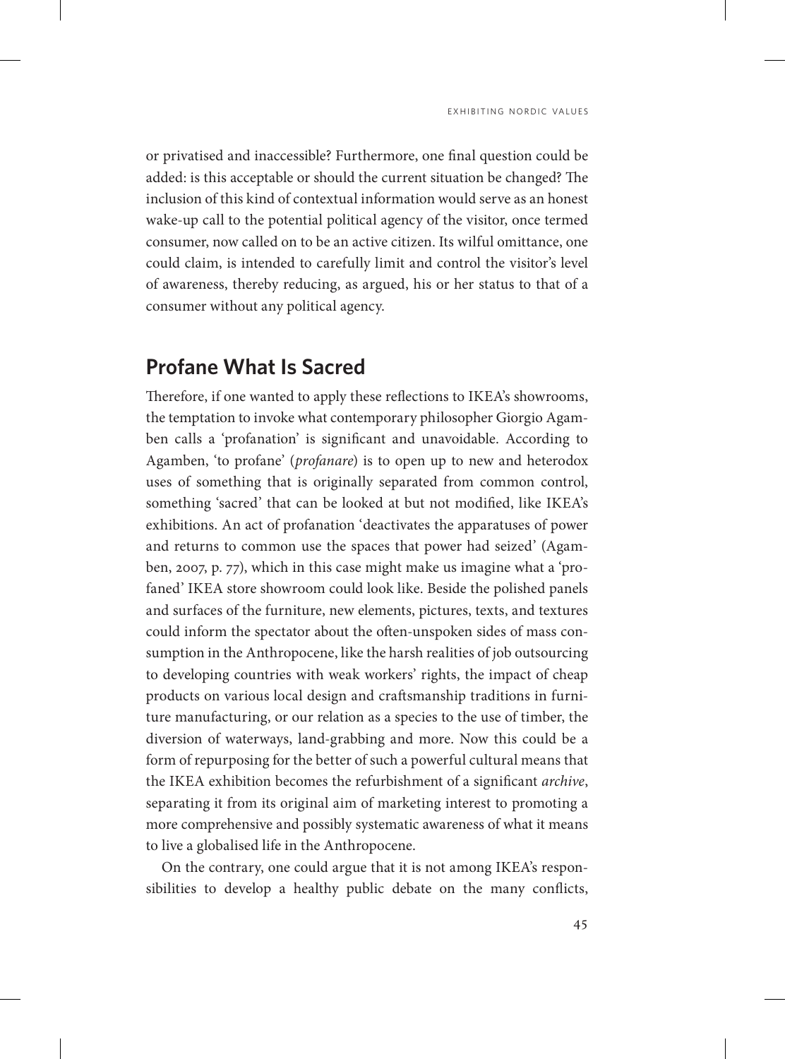or privatised and inaccessible? Furthermore, one final question could be added: is this acceptable or should the current situation be changed? The inclusion of this kind of contextual information would serve as an honest wake-up call to the potential political agency of the visitor, once termed consumer, now called on to be an active citizen. Its wilful omittance, one could claim, is intended to carefully limit and control the visitor's level of awareness, thereby reducing, as argued, his or her status to that of a consumer without any political agency.

## Profane What Is Sacred

Therefore, if one wanted to apply these reflections to IKEA's showrooms, the temptation to invoke what contemporary philosopher Giorgio Agamben calls a 'profanation' is significant and unavoidable. According to Agamben, 'to profane' (*profanare*) is to open up to new and heterodox uses of something that is originally separated from common control, something 'sacred' that can be looked at but not modified, like IKEA's exhibitions. An act of profanation 'deactivates the apparatuses of power and returns to common use the spaces that power had seized' (Agamben, 2007, p. 77), which in this case might make us imagine what a 'profaned' IKEA store showroom could look like. Beside the polished panels and surfaces of the furniture, new elements, pictures, texts, and textures could inform the spectator about the often-unspoken sides of mass consumption in the Anthropocene, like the harsh realities of job outsourcing to developing countries with weak workers' rights, the impact of cheap products on various local design and craftsmanship traditions in furniture manufacturing, or our relation as a species to the use of timber, the diversion of waterways, land-grabbing and more. Now this could be a form of repurposing for the better of such a powerful cultural means that the IKEA exhibition becomes the refurbishment of a significant *archive*, separating it from its original aim of marketing interest to promoting a more comprehensive and possibly systematic awareness of what it means to live a globalised life in the Anthropocene.

On the contrary, one could argue that it is not among IKEA's responsibilities to develop a healthy public debate on the many conflicts,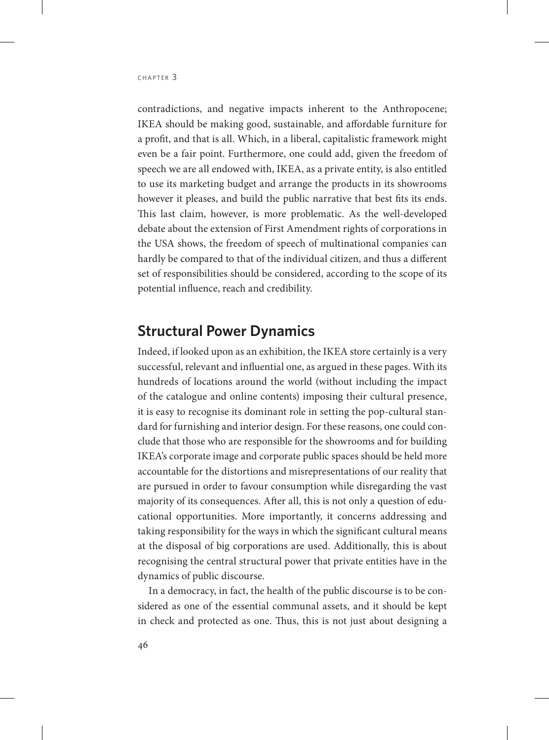contradictions, and negative impacts inherent to the Anthropocene; IKEA should be making good, sustainable, and affordable furniture for a profit, and that is all. Which, in a liberal, capitalistic framework might even be a fair point. Furthermore, one could add, given the freedom of speech we are all endowed with, IKEA, as a private entity, is also entitled to use its marketing budget and arrange the products in its showrooms however it pleases, and build the public narrative that best fits its ends. This last claim, however, is more problematic. As the well-developed debate about the extension of First Amendment rights of corporations in the USA shows, the freedom of speech of multinational companies can hardly be compared to that of the individual citizen, and thus a different set of responsibilities should be considered, according to the scope of its potential influence, reach and credibility.

## Structural Power Dynamics

Indeed, if looked upon as an exhibition, the IKEA store certainly is a very successful, relevant and influential one, as argued in these pages. With its hundreds of locations around the world (without including the impact of the catalogue and online contents) imposing their cultural presence, it is easy to recognise its dominant role in setting the pop-cultural standard for furnishing and interior design. For these reasons, one could conclude that those who are responsible for the showrooms and for building IKEA's corporate image and corporate public spaces should be held more accountable for the distortions and misrepresentations of our reality that are pursued in order to favour consumption while disregarding the vast majority of its consequences. After all, this is not only a question of educational opportunities. More importantly, it concerns addressing and taking responsibility for the ways in which the significant cultural means at the disposal of big corporations are used. Additionally, this is about recognising the central structural power that private entities have in the dynamics of public discourse.

In a democracy, in fact, the health of the public discourse is to be considered as one of the essential communal assets, and it should be kept in check and protected as one. Thus, this is not just about designing a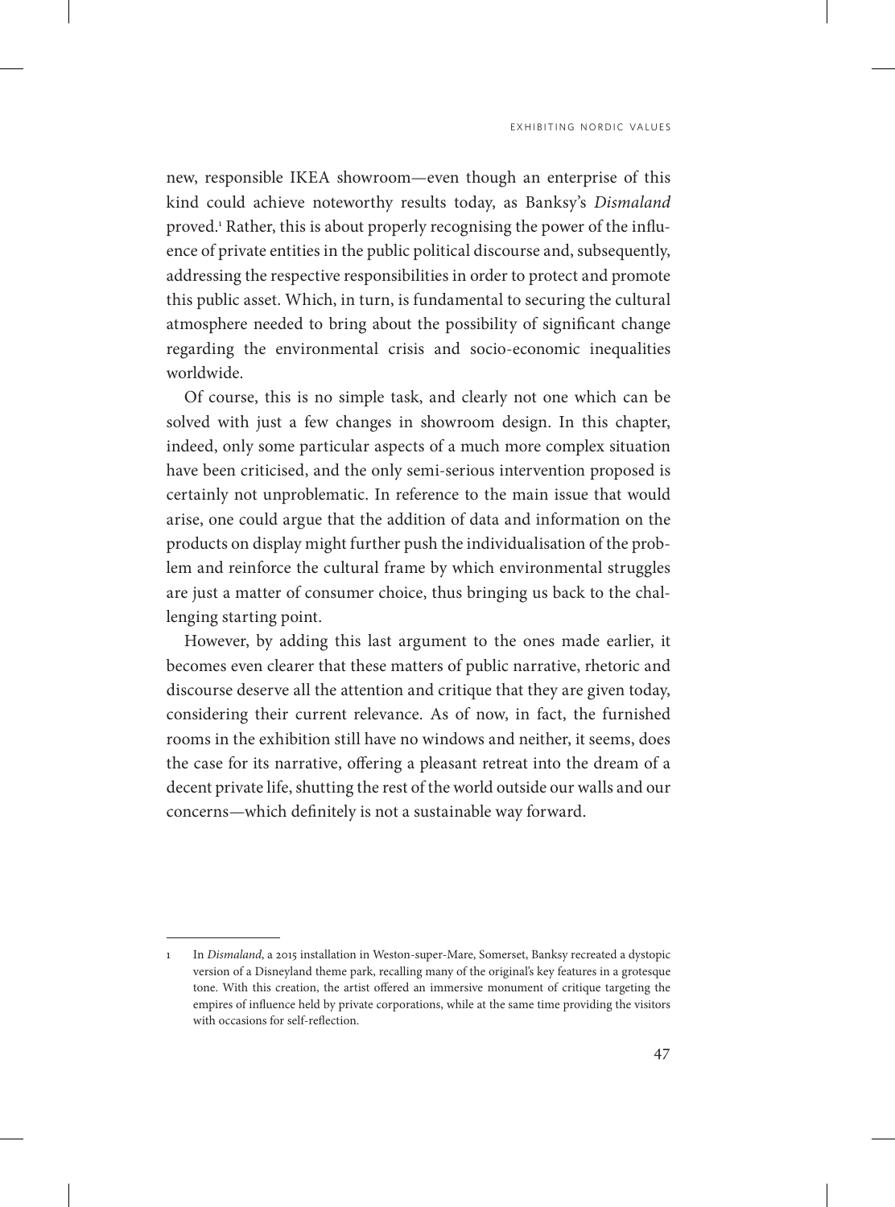new, responsible IKEA showroom—even though an enterprise of this kind could achieve noteworthy results today, as Banksy's *Dismaland* proved.[1] Rather, this is about properly recognising the power of the influence of private entities in the public political discourse and, subsequently, addressing the respective responsibilities in order to protect and promote this public asset. Which, in turn, is fundamental to securing the cultural atmosphere needed to bring about the possibility of significant change regarding the environmental crisis and socio-economic inequalities worldwide.

Of course, this is no simple task, and clearly not one which can be solved with just a few changes in showroom design. In this chapter, indeed, only some particular aspects of a much more complex situation have been criticised, and the only semi-serious intervention proposed is certainly not unproblematic. In reference to the main issue that would arise, one could argue that the addition of data and information on the products on display might further push the individualisation of the problem and reinforce the cultural frame by which environmental struggles are just a matter of consumer choice, thus bringing us back to the challenging starting point.

However, by adding this last argument to the ones made earlier, it becomes even clearer that these matters of public narrative, rhetoric and discourse deserve all the attention and critique that they are given today, considering their current relevance. As of now, in fact, the furnished rooms in the exhibition still have no windows and neither, it seems, does the case for its narrative, offering a pleasant retreat into the dream of a decent private life, shutting the rest of the world outside our walls and our concerns—which definitely is not a sustainable way forward.

---

1 In *Dismaland*, a 2015 installation in Weston-super-Mare, Somerset, Banksy recreated a dystopic version of a Disneyland theme park, recalling many of the original's key features in a grotesque tone. With this creation, the artist offered an immersive monument of critique targeting the empires of influence held by private corporations, while at the same time providing the visitors with occasions for self-reflection.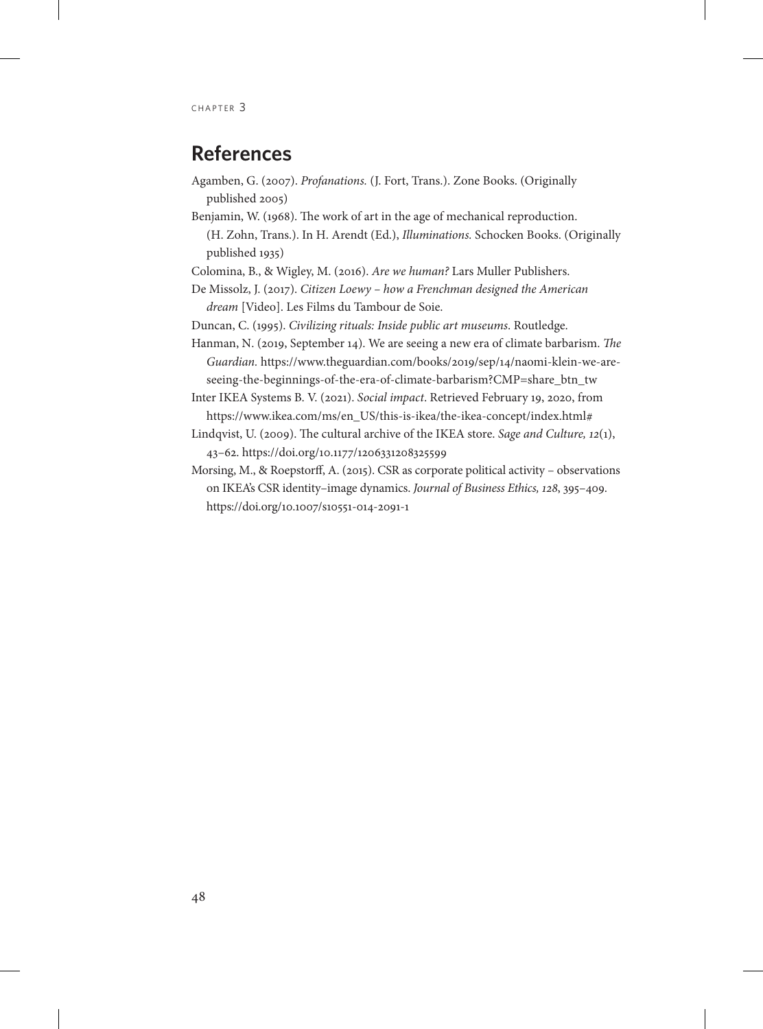## References

Agamben, G. (2007). *Profanations.* (J. Fort, Trans.). Zone Books. (Originally published 2005)

Benjamin, W. (1968). The work of art in the age of mechanical reproduction. (H. Zohn, Trans.). In H. Arendt (Ed.), *Illuminations.* Schocken Books. (Originally published 1935)

Colomina, B., & Wigley, M. (2016). *Are we human?* Lars Muller Publishers.

De Missolz, J. (2017). *Citizen Loewy – how a Frenchman designed the American dream* [Video]. Les Films du Tambour de Soie.

Duncan, C. (1995). *Civilizing rituals: Inside public art museums.* Routledge.

Hanman, N. (2019, September 14). We are seeing a new era of climate barbarism. *The Guardian.* https://www.theguardian.com/books/2019/sep/14/naomi-klein-we-are-seeing-the-beginnings-of-the-era-of-climate-barbarism?CMP=share_btn_tw

Inter IKEA Systems B. V. (2021). *Social impact*. Retrieved February 19, 2020, from https://www.ikea.com/ms/en_US/this-is-ikea/the-ikea-concept/index.html#

Lindqvist, U. (2009). The cultural archive of the IKEA store. *Sage and Culture, 12*(1), 43–62. https://doi.org/10.1177/1206331208325599

Morsing, M., & Roepstorff, A. (2015). CSR as corporate political activity – observations on IKEA's CSR identity–image dynamics. *Journal of Business Ethics, 128*, 395–409. https://doi.org/10.1007/s10551-014-2091-1